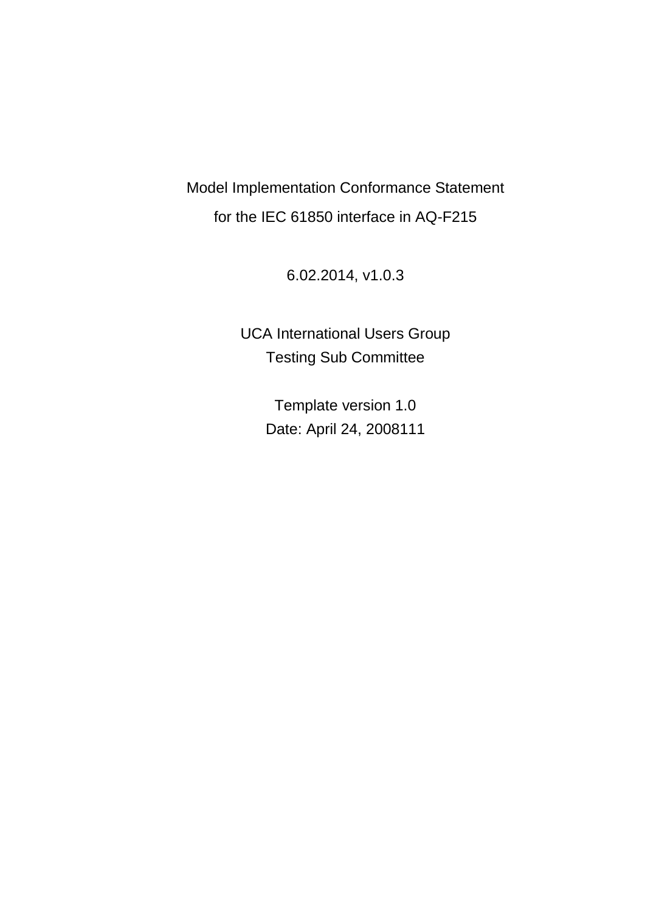Model Implementation Conformance Statement

for the IEC 61850 interface in AQ-F215

6.02.2014, v1.0.3

UCA International Users Group

Testing Sub Committee

Template version 1.0

Date: April 24, 2008111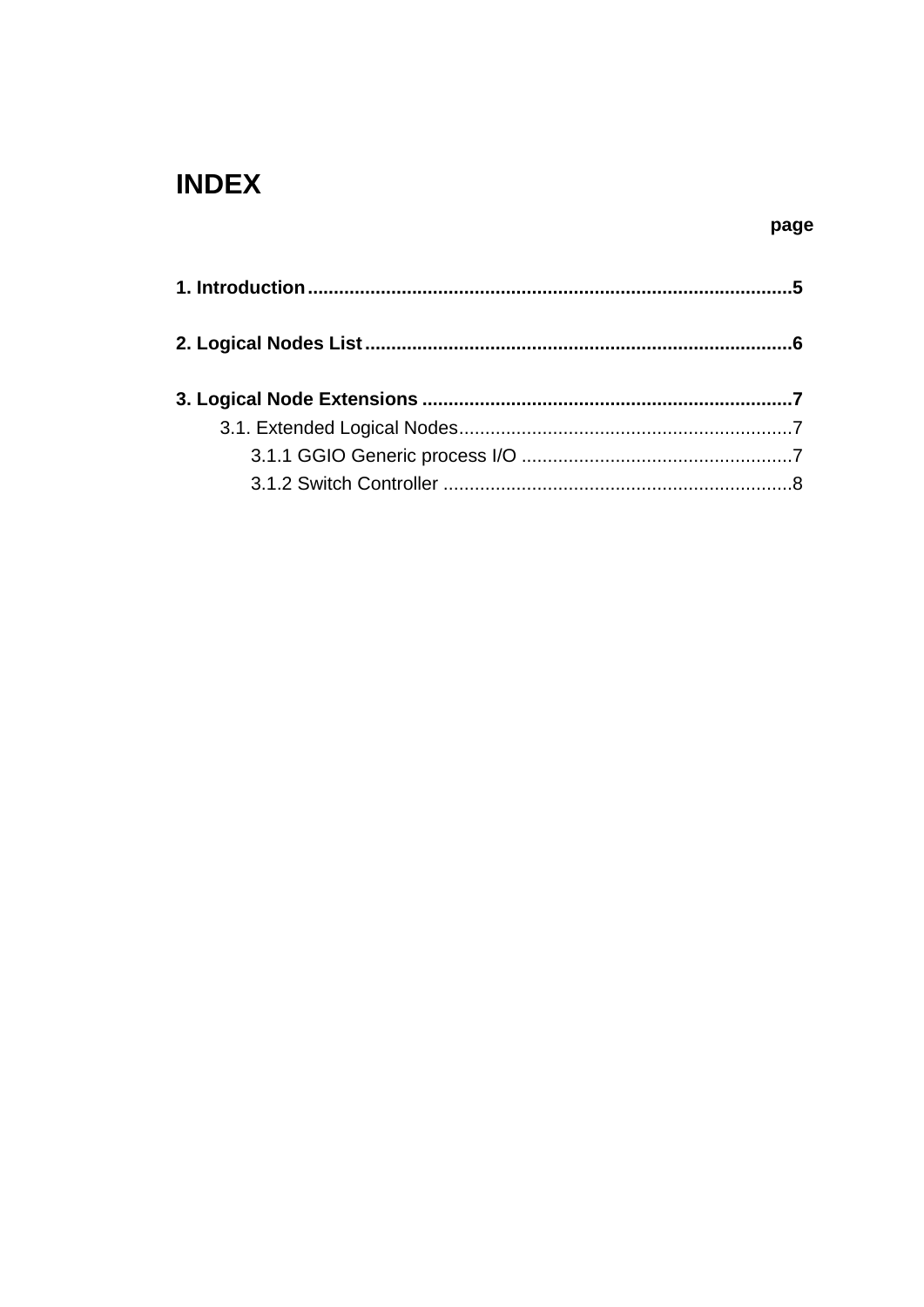# INDEX

page

**1. Introduction** ............................................................................................**5**

**2. Logical Nodes List** ...................................................................................**6**

**3. Logical Node Extensions** ........................................................................**7**

- 3.1. Extended Logical Nodes................................................................7
  - 3.1.1 GGIO Generic process I/O ....................................................7
  - 3.1.2 Switch Controller ...................................................................8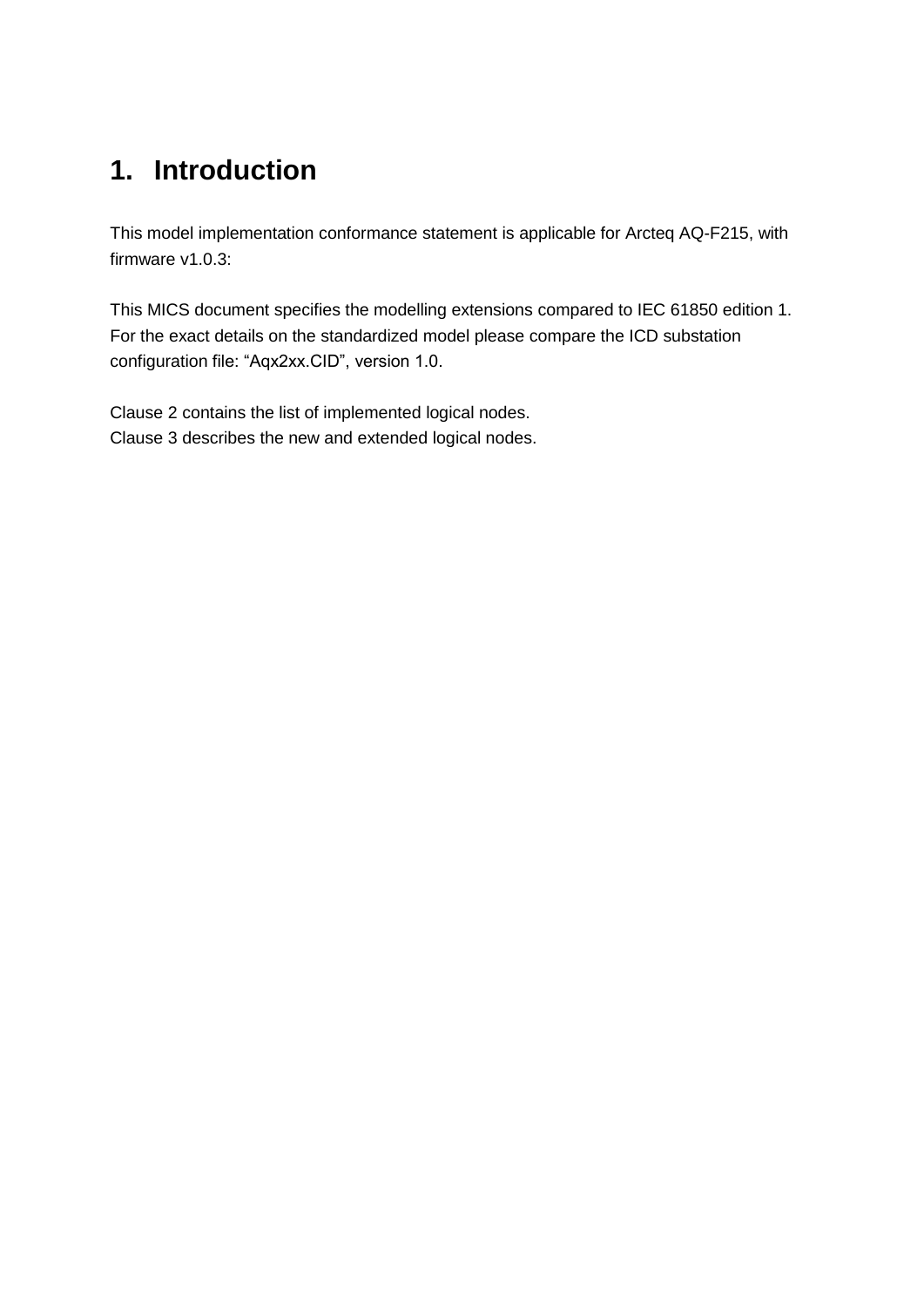# 1. Introduction

This model implementation conformance statement is applicable for Arcteq AQ-F215, with firmware v1.0.3:

This MICS document specifies the modelling extensions compared to IEC 61850 edition 1. For the exact details on the standardized model please compare the ICD substation configuration file: “Aqx2xx.CID”, version 1.0.

Clause 2 contains the list of implemented logical nodes.
Clause 3 describes the new and extended logical nodes.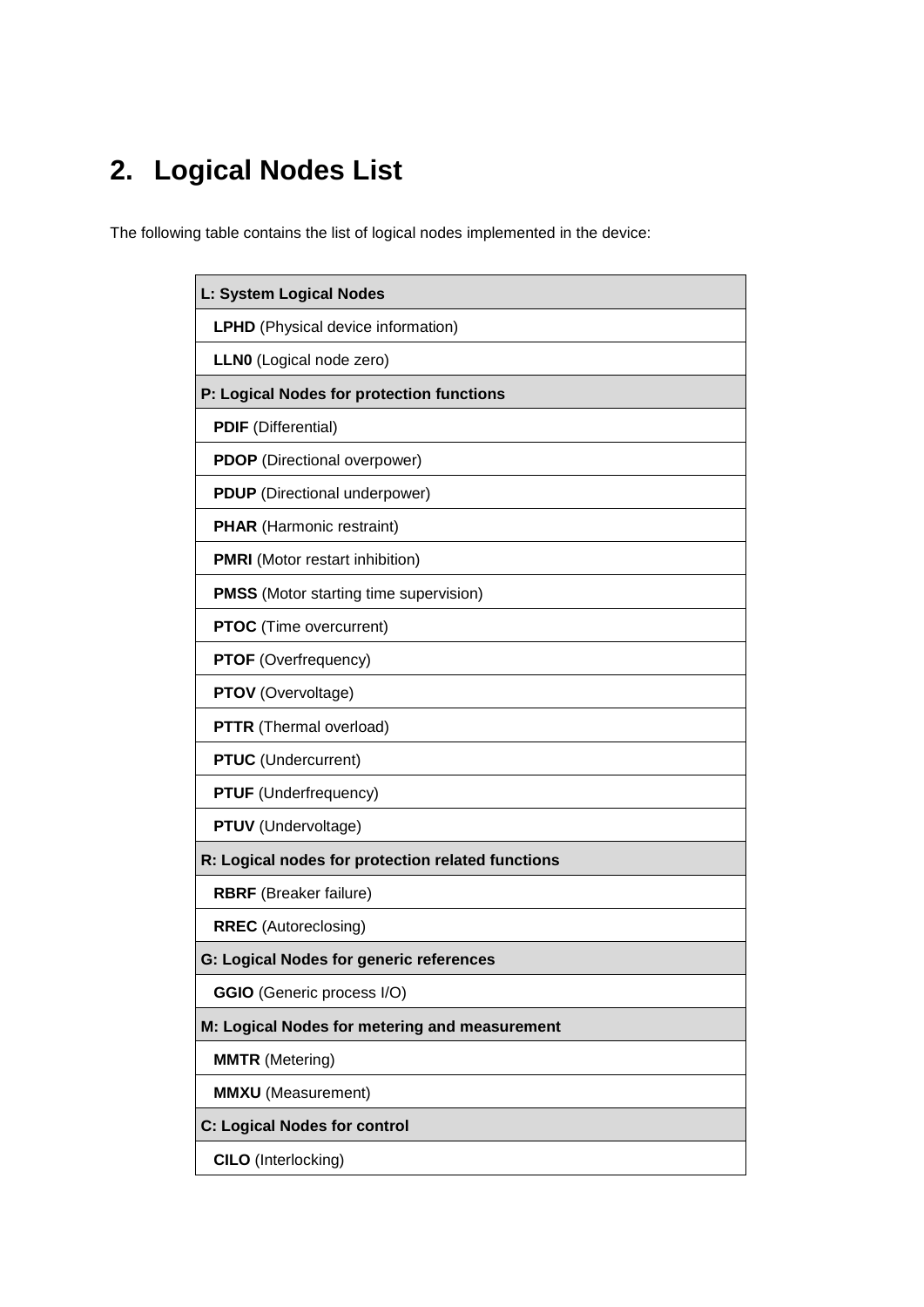## 2. Logical Nodes List

The following table contains the list of logical nodes implemented in the device:

| |
|---|
| **L: System Logical Nodes** |
| **LPHD** (Physical device information) |
| **LLN0** (Logical node zero) |
| **P: Logical Nodes for protection functions** |
| **PDIF** (Differential) |
| **PDOP** (Directional overpower) |
| **PDUP** (Directional underpower) |
| **PHAR** (Harmonic restraint) |
| **PMRI** (Motor restart inhibition) |
| **PMSS** (Motor starting time supervision) |
| **PTOC** (Time overcurrent) |
| **PTOF** (Overfrequency) |
| **PTOV** (Overvoltage) |
| **PTTR** (Thermal overload) |
| **PTUC** (Undercurrent) |
| **PTUF** (Underfrequency) |
| **PTUV** (Undervoltage) |
| **R: Logical nodes for protection related functions** |
| **RBRF** (Breaker failure) |
| **RREC** (Autoreclosing) |
| **G: Logical Nodes for generic references** |
| **GGIO** (Generic process I/O) |
| **M: Logical Nodes for metering and measurement** |
| **MMTR** (Metering) |
| **MMXU** (Measurement) |
| **C: Logical Nodes for control** |
| **CILO** (Interlocking) |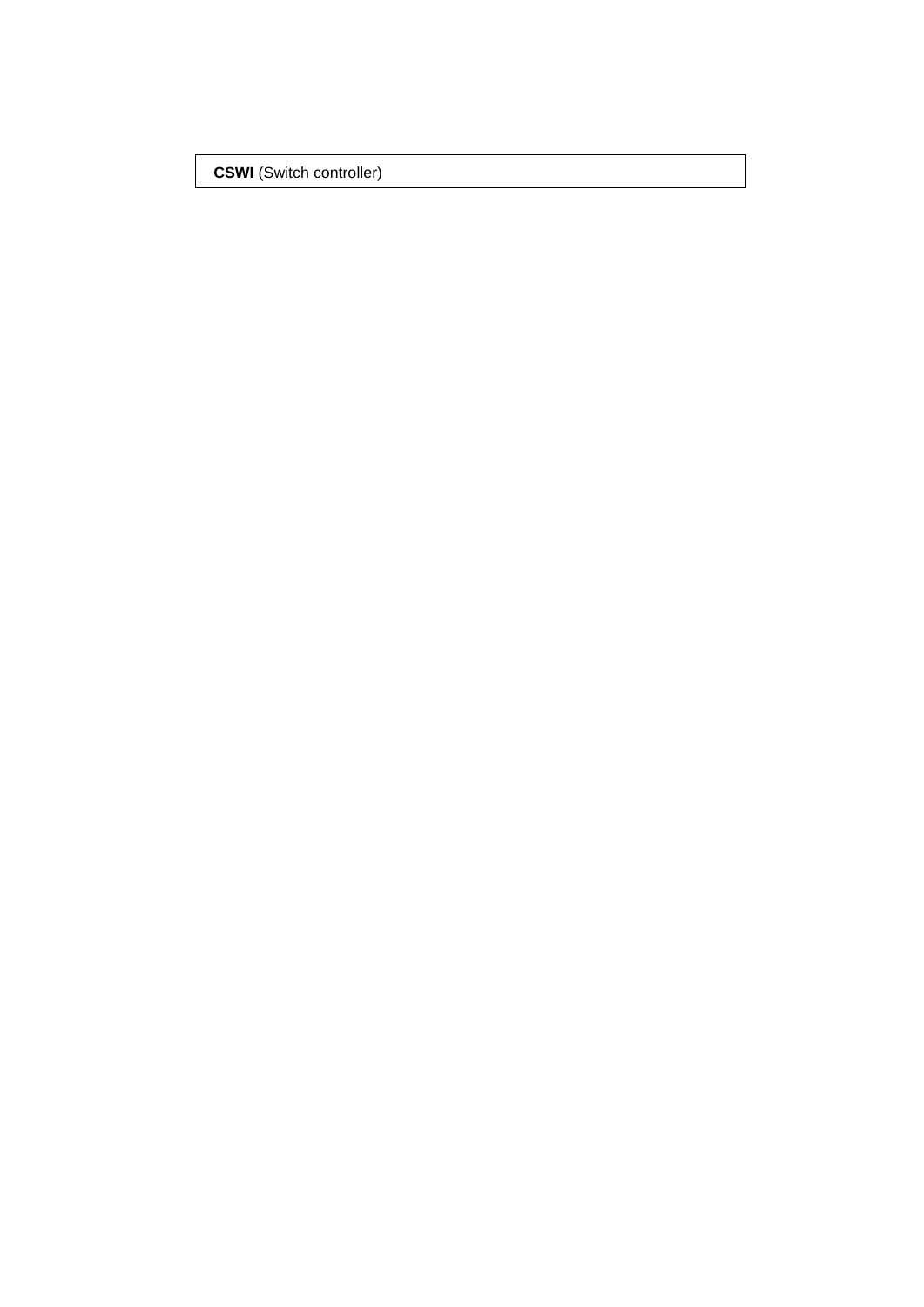| |
|---|
| **CSWI** (Switch controller) |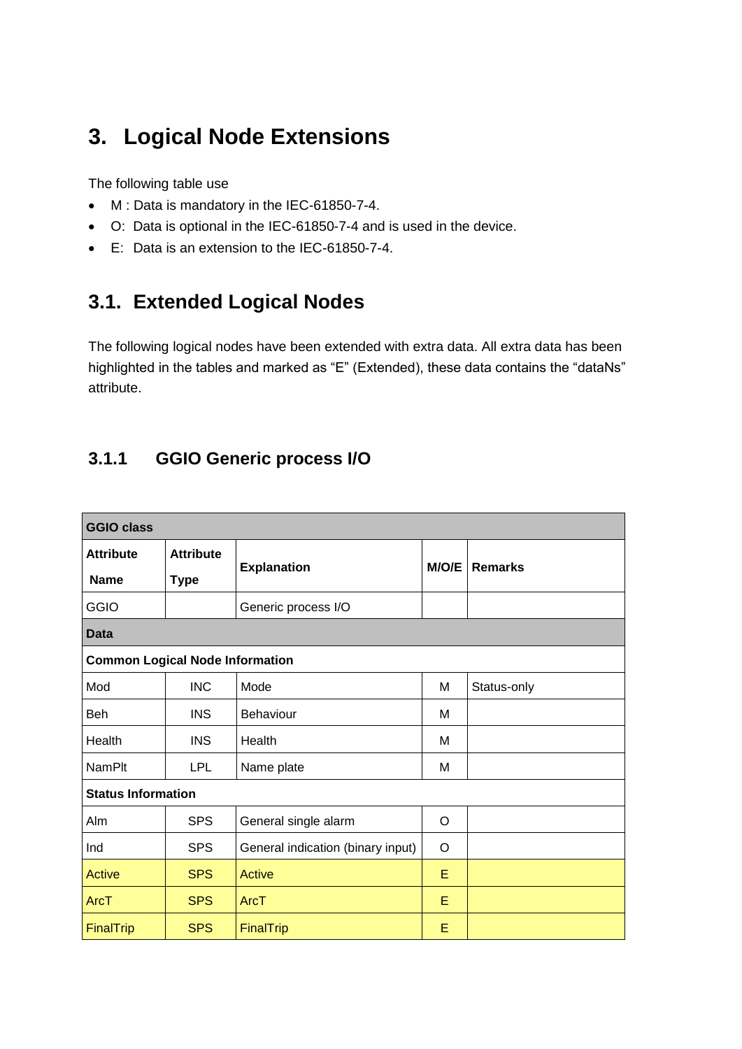// Page 6 of 8 (document 9e374a709a51): Section 3 and the GGIO class table

# 3. Logical Node Extensions

The following table use

- M : Data is mandatory in the IEC-61850-7-4.
- O: Data is optional in the IEC-61850-7-4 and is used in the device.
- E: Data is an extension to the IEC-61850-7-4.

## 3.1. Extended Logical Nodes

The following logical nodes have been extended with extra data. All extra data has been highlighted in the tables and marked as "E" (Extended), these data contains the "dataNs" attribute.

### 3.1.1 GGIO Generic process I/O

| GGIO class | | | | |
|---|---|---|---|---|
| **Attribute Name** | **Attribute Type** | **Explanation** | **M/O/E** | **Remarks** |
| GGIO | | Generic process I/O | | |
| **Data** | | | | |
| **Common Logical Node Information** | | | | |
| Mod | INC | Mode | M | Status-only |
| Beh | INS | Behaviour | M | |
| Health | INS | Health | M | |
| NamPlt | LPL | Name plate | M | |
| **Status Information** | | | | |
| Alm | SPS | General single alarm | O | |
| Ind | SPS | General indication (binary input) | O | |
| Active | SPS | Active | E | |
| ArcT | SPS | ArcT | E | |
| FinalTrip | SPS | FinalTrip | E | |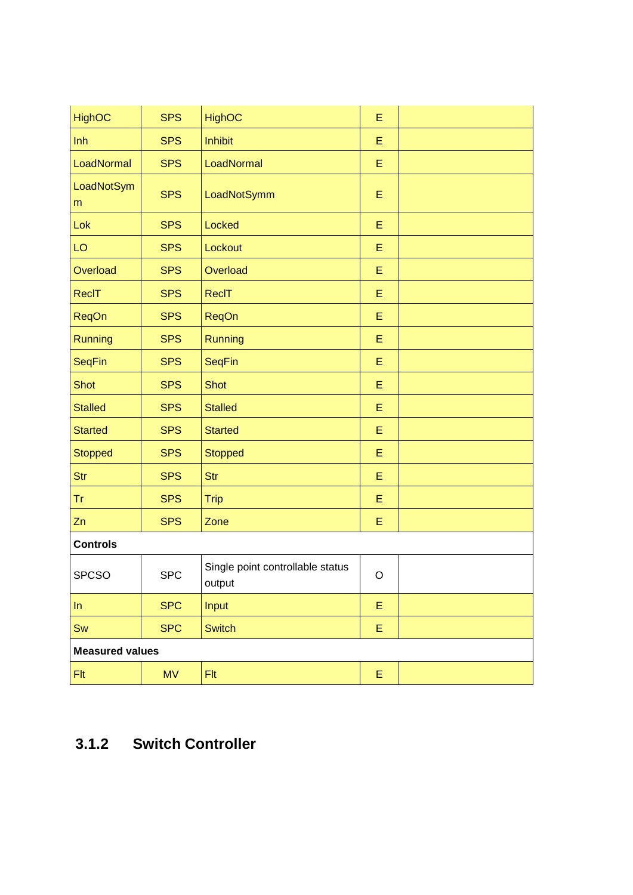| | | | | |
|---|---|---|---|---|
| HighOC | SPS | HighOC | E | |
| Inh | SPS | Inhibit | E | |
| LoadNormal | SPS | LoadNormal | E | |
| LoadNotSymm | SPS | LoadNotSymm | E | |
| Lok | SPS | Locked | E | |
| LO | SPS | Lockout | E | |
| Overload | SPS | Overload | E | |
| ReclT | SPS | ReclT | E | |
| ReqOn | SPS | ReqOn | E | |
| Running | SPS | Running | E | |
| SeqFin | SPS | SeqFin | E | |
| Shot | SPS | Shot | E | |
| Stalled | SPS | Stalled | E | |
| Started | SPS | Started | E | |
| Stopped | SPS | Stopped | E | |
| Str | SPS | Str | E | |
| Tr | SPS | Trip | E | |
| Zn | SPS | Zone | E | |
| **Controls** | | | | |
| SPCSO | SPC | Single point controllable status output | O | |
| In | SPC | Input | E | |
| Sw | SPC | Switch | E | |
| **Measured values** | | | | |
| Flt | MV | Flt | E | |

### 3.1.2 Switch Controller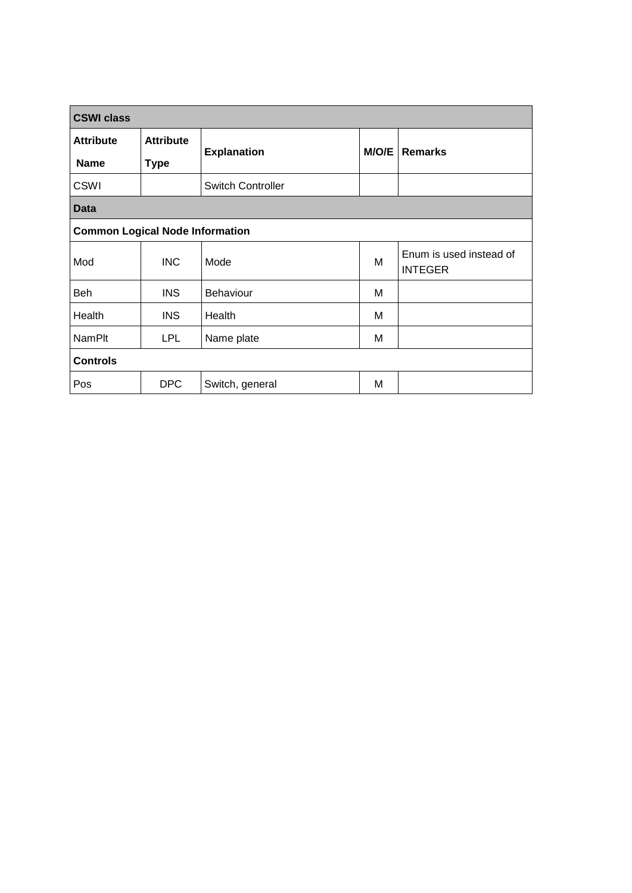| CSWI class | | | | |
|---|---|---|---|---|
| **Attribute Name** | **Attribute Type** | **Explanation** | **M/O/E** | **Remarks** |
| CSWI | | Switch Controller | | |
| **Data** | | | | |
| **Common Logical Node Information** | | | | |
| Mod | INC | Mode | M | Enum is used instead of INTEGER |
| Beh | INS | Behaviour | M | |
| Health | INS | Health | M | |
| NamPlt | LPL | Name plate | M | |
| **Controls** | | | | |
| Pos | DPC | Switch, general | M | |